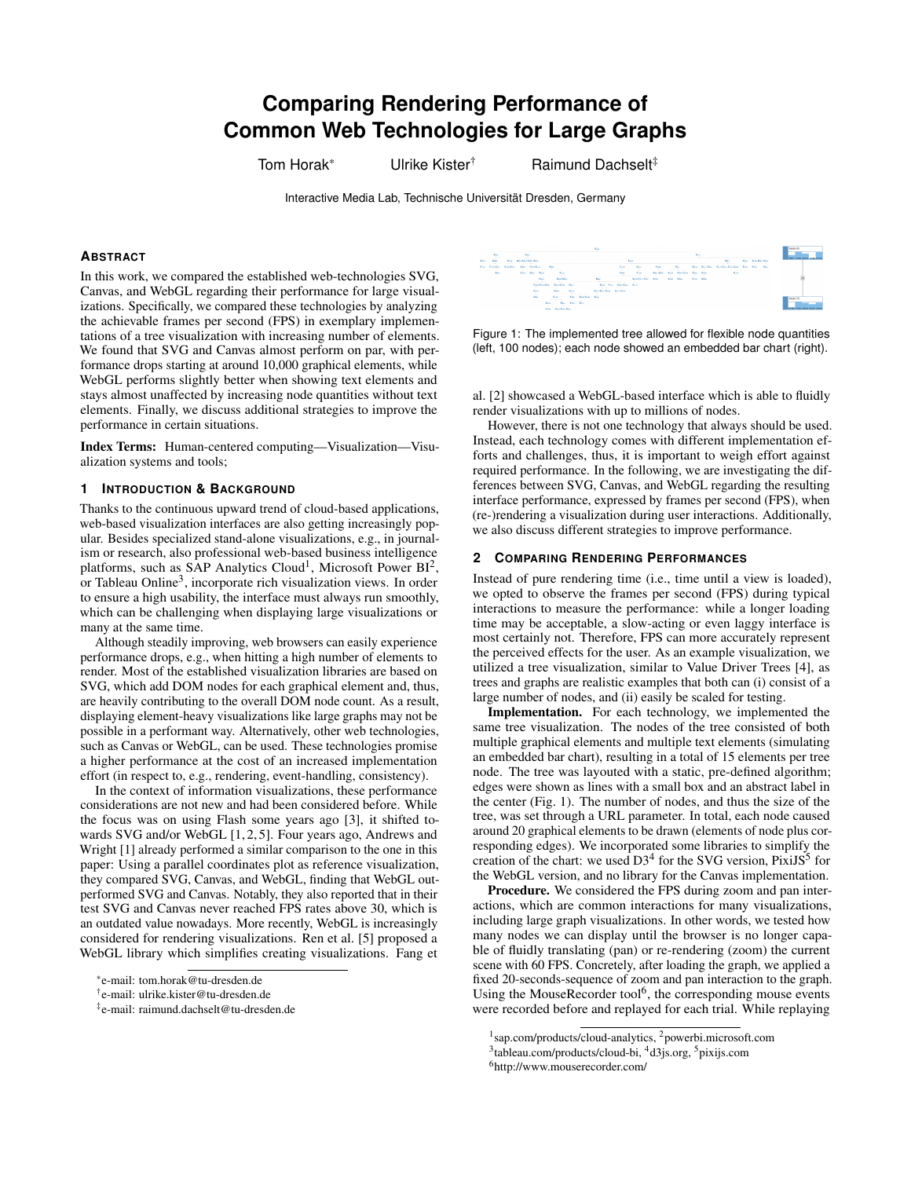# Comparing Rendering Performance of Common Web Technologies for Large Graphs

Tom Horak* Ulrike Kister[†] Raimund Dachselt[‡]

Interactive Media Lab, Technische Universität Dresden, Germany

## Abstract

In this work, we compared the established web-technologies SVG, Canvas, and WebGL regarding their performance for large visualizations. Specifically, we compared these technologies by analyzing the achievable frames per second (FPS) in exemplary implementations of a tree visualization with increasing number of elements. We found that SVG and Canvas almost perform on par, with performance drops starting at around 10,000 graphical elements, while WebGL performs slightly better when showing text elements and stays almost unaffected by increasing node quantities without text elements. Finally, we discuss additional strategies to improve the performance in certain situations.

**Index Terms:** Human-centered computing—Visualization—Visualization systems and tools;

## 1 Introduction & Background

Thanks to the continuous upward trend of cloud-based applications, web-based visualization interfaces are also getting increasingly popular. Besides specialized stand-alone visualizations, e.g., in journalism or research, also professional web-based business intelligence platforms, such as SAP Analytics Cloud[1], Microsoft Power BI[2], or Tableau Online[3], incorporate rich visualization views. In order to ensure a high usability, the interface must always run smoothly, which can be challenging when displaying large visualizations or many at the same time.

Although steadily improving, web browsers can easily experience performance drops, e.g., when hitting a high number of elements to render. Most of the established visualization libraries are based on SVG, which add DOM nodes for each graphical element and, thus, are heavily contributing to the overall DOM node count. As a result, displaying element-heavy visualizations like large graphs may not be possible in a performant way. Alternatively, other web technologies, such as Canvas or WebGL, can be used. These technologies promise a higher performance at the cost of an increased implementation effort (in respect to, e.g., rendering, event-handling, consistency).

In the context of information visualizations, these performance considerations are not new and had been considered before. While the focus was on using Flash some years ago [3], it shifted towards SVG and/or WebGL [1, 2, 5]. Four years ago, Andrews and Wright [1] already performed a similar comparison to the one in this paper: Using a parallel coordinates plot as reference visualization, they compared SVG, Canvas, and WebGL, finding that WebGL outperformed SVG and Canvas. Notably, they also reported that in their test SVG and Canvas never reached FPS rates above 30, which is an outdated value nowadays. More recently, WebGL is increasingly considered for rendering visualizations. Ren et al. [5] proposed a WebGL library which simplifies creating visualizations. Fang et al. [2] showcased a WebGL-based interface which is able to fluidly render visualizations with up to millions of nodes.

Figure 1: The implemented tree allowed for flexible node quantities (left, 100 nodes); each node showed an embedded bar chart (right).

However, there is not one technology that always should be used. Instead, each technology comes with different implementation efforts and challenges, thus, it is important to weigh effort against required performance. In the following, we are investigating the differences between SVG, Canvas, and WebGL regarding the resulting interface performance, expressed by frames per second (FPS), when (re-)rendering a visualization during user interactions. Additionally, we also discuss different strategies to improve performance.

## 2 Comparing Rendering Performances

Instead of pure rendering time (i.e., time until a view is loaded), we opted to observe the frames per second (FPS) during typical interactions to measure the performance: while a longer loading time may be acceptable, a slow-acting or even laggy interface is most certainly not. Therefore, FPS can more accurately represent the perceived effects for the user. As an example visualization, we utilized a tree visualization, similar to Value Driver Trees [4], as trees and graphs are realistic examples that both can (i) consist of a large number of nodes, and (ii) easily be scaled for testing.

**Implementation.** For each technology, we implemented the same tree visualization. The nodes of the tree consisted of both multiple graphical elements and multiple text elements (simulating an embedded bar chart), resulting in a total of 15 elements per tree node. The tree was layouted with a static, pre-defined algorithm; edges were shown as lines with a small box and an abstract label in the center (Fig. 1). The number of nodes, and thus the size of the tree, was set through a URL parameter. In total, each node caused around 20 graphical elements to be drawn (elements of node plus corresponding edges). We incorporated some libraries to simplify the creation of the chart: we used D3[4] for the SVG version, PixiJS[5] for the WebGL version, and no library for the Canvas implementation.

**Procedure.** We considered the FPS during zoom and pan interactions, which are common interactions for many visualizations, including large graph visualizations. In other words, we tested how many nodes we can display until the browser is no longer capable of fluidly translating (pan) or re-rendering (zoom) the current scene with 60 FPS. Concretely, after loading the graph, we applied a fixed 20-seconds-sequence of zoom and pan interaction to the graph. Using the MouseRecorder tool[6], the corresponding mouse events were recorded before and replayed for each trial. While replaying

*e-mail: tom.horak@tu-dresden.de

[†]e-mail: ulrike.kister@tu-dresden.de

[‡]e-mail: raimund.dachselt@tu-dresden.de

[1]sap.com/products/cloud-analytics, [2]powerbi.microsoft.com

[3]tableau.com/products/cloud-bi, [4]d3js.org, [5]pixijs.com

[6]http://www.mouserecorder.com/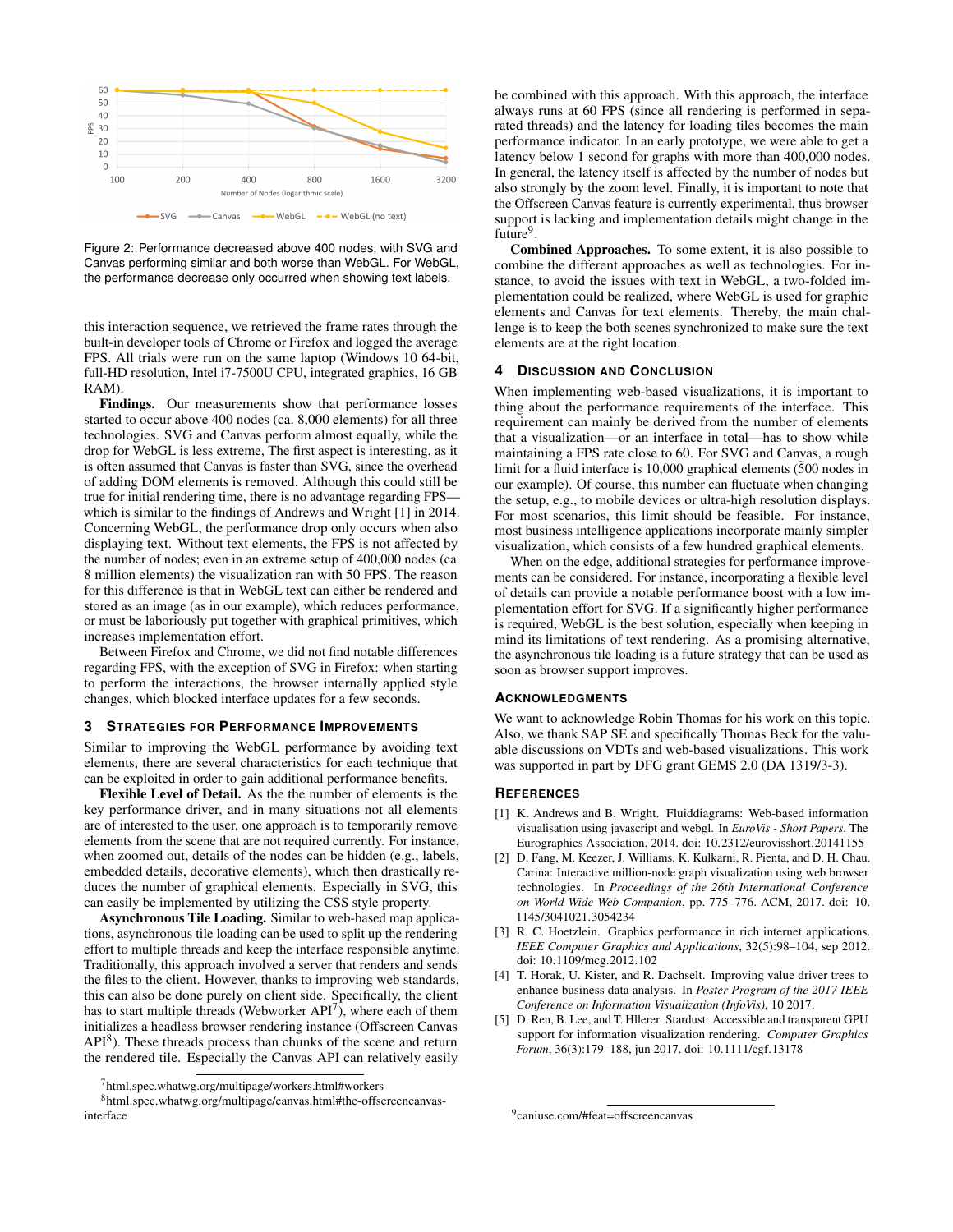60
50
40
30
20
10
0
FPS
100 200 400 800 1600 3200
Number of Nodes (logarithmic scale)
SVG Canvas WebGL WebGL (no text)

Figure 2: Performance decreased above 400 nodes, with SVG and Canvas performing similar and both worse than WebGL. For WebGL, the performance decrease only occurred when showing text labels.

this interaction sequence, we retrieved the frame rates through the built-in developer tools of Chrome or Firefox and logged the average FPS. All trials were run on the same laptop (Windows 10 64-bit, full-HD resolution, Intel i7-7500U CPU, integrated graphics, 16 GB RAM).

**Findings.** Our measurements show that performance losses started to occur above 400 nodes (ca. 8,000 elements) for all three technologies. SVG and Canvas perform almost equally, while the drop for WebGL is less extreme, The first aspect is interesting, as it is often assumed that Canvas is faster than SVG, since the overhead of adding DOM elements is removed. Although this could still be true for initial rendering time, there is no advantage regarding FPS—which is similar to the findings of Andrews and Wright [1] in 2014. Concerning WebGL, the performance drop only occurs when also displaying text. Without text elements, the FPS is not affected by the number of nodes; even in an extreme setup of 400,000 nodes (ca. 8 million elements) the visualization ran with 50 FPS. The reason for this difference is that in WebGL text can either be rendered and stored as an image (as in our example), which reduces performance, or must be laboriously put together with graphical primitives, which increases implementation effort.

Between Firefox and Chrome, we did not find notable differences regarding FPS, with the exception of SVG in Firefox: when starting to perform the interactions, the browser internally applied style changes, which blocked interface updates for a few seconds.

## 3 Strategies for Performance Improvements

Similar to improving the WebGL performance by avoiding text elements, there are several characteristics for each technique that can be exploited in order to gain additional performance benefits.

**Flexible Level of Detail.** As the the number of elements is the key performance driver, and in many situations not all elements are of interested to the user, one approach is to temporarily remove elements from the scene that are not required currently. For instance, when zoomed out, details of the nodes can be hidden (e.g., labels, embedded details, decorative elements), which then drastically reduces the number of graphical elements. Especially in SVG, this can easily be implemented by utilizing the CSS style property.

**Asynchronous Tile Loading.** Similar to web-based map applications, asynchronous tile loading can be used to split up the rendering effort to multiple threads and keep the interface responsible anytime. Traditionally, this approach involved a server that renders and sends the files to the client. However, thanks to improving web standards, this can also be done purely on client side. Specifically, the client has to start multiple threads (Webworker API[7]), where each of them initializes a headless browser rendering instance (Offscreen Canvas API[8]). These threads process than chunks of the scene and return the rendered tile. Especially the Canvas API can relatively easily be combined with this approach. With this approach, the interface always runs at 60 FPS (since all rendering is performed in separated threads) and the latency for loading tiles becomes the main performance indicator. In an early prototype, we were able to get a latency below 1 second for graphs with more than 400,000 nodes. In general, the latency itself is affected by the number of nodes but also strongly by the zoom level. Finally, it is important to note that the Offscreen Canvas feature is currently experimental, thus browser support is lacking and implementation details might change in the future[9].

**Combined Approaches.** To some extent, it is also possible to combine the different approaches as well as technologies. For instance, to avoid the issues with text in WebGL, a two-folded implementation could be realized, where WebGL is used for graphic elements and Canvas for text elements. Thereby, the main challenge is to keep the both scenes synchronized to make sure the text elements are at the right location.

## 4 Discussion and Conclusion

When implementing web-based visualizations, it is important to thing about the performance requirements of the interface. This requirement can mainly be derived from the number of elements that a visualization—or an interface in total—has to show while maintaining a FPS rate close to 60. For SVG and Canvas, a rough limit for a fluid interface is 10,000 graphical elements (5̃00 nodes in our example). Of course, this number can fluctuate when changing the setup, e.g., to mobile devices or ultra-high resolution displays. For most scenarios, this limit should be feasible. For instance, most business intelligence applications incorporate mainly simpler visualization, which consists of a few hundred graphical elements.

When on the edge, additional strategies for performance improvements can be considered. For instance, incorporating a flexible level of details can provide a notable performance boost with a low implementation effort for SVG. If a significantly higher performance is required, WebGL is the best solution, especially when keeping in mind its limitations of text rendering. As a promising alternative, the asynchronous tile loading is a future strategy that can be used as soon as browser support improves.

## Acknowledgments

We want to acknowledge Robin Thomas for his work on this topic. Also, we thank SAP SE and specifically Thomas Beck for the valuable discussions on VDTs and web-based visualizations. This work was supported in part by DFG grant GEMS 2.0 (DA 1319/3-3).

## References

[1] K. Andrews and B. Wright. Fluiddiagrams: Web-based information visualisation using javascript and webgl. In *EuroVis - Short Papers*. The Eurographics Association, 2014. doi: 10.2312/eurovisshort.20141155

[2] D. Fang, M. Keezer, J. Williams, K. Kulkarni, R. Pienta, and D. H. Chau. Carina: Interactive million-node graph visualization using web browser technologies. In *Proceedings of the 26th International Conference on World Wide Web Companion*, pp. 775–776. ACM, 2017. doi: 10.1145/3041021.3054234

[3] R. C. Hoetzlein. Graphics performance in rich internet applications. *IEEE Computer Graphics and Applications*, 32(5):98–104, sep 2012. doi: 10.1109/mcg.2012.102

[4] T. Horak, U. Kister, and R. Dachselt. Improving value driver trees to enhance business data analysis. In *Poster Program of the 2017 IEEE Conference on Information Visualization (InfoVis)*, 10 2017.

[5] D. Ren, B. Lee, and T. Hllerer. Stardust: Accessible and transparent GPU support for information visualization rendering. *Computer Graphics Forum*, 36(3):179–188, jun 2017. doi: 10.1111/cgf.13178

[7] html.spec.whatwg.org/multipage/workers.html#workers

[8] html.spec.whatwg.org/multipage/canvas.html#the-offscreencanvas-interface

[9] caniuse.com/#feat=offscreencanvas